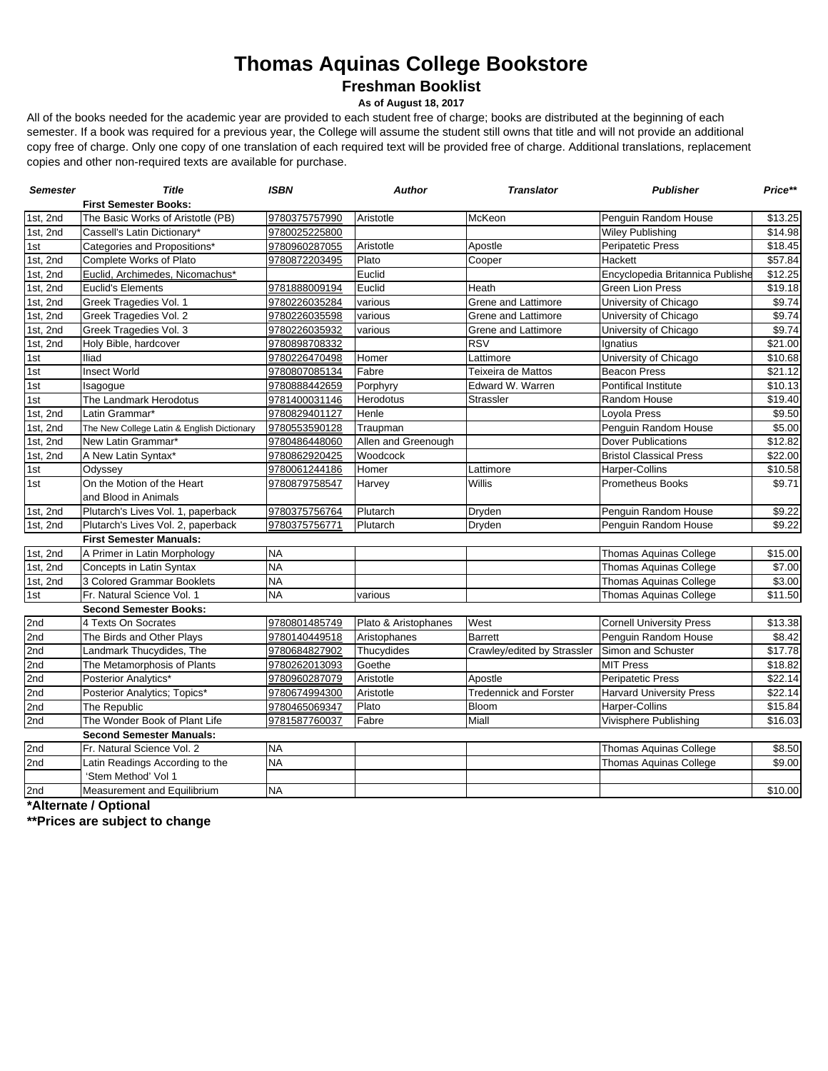# Thomas Aquinas College Bookstore

## Freshman Booklist

**As of August 18, 2017**

All of the books needed for the academic year are provided to each student free of charge; books are distributed at the beginning of each semester. If a book was required for a previous year, the College will assume the student still owns that title and will not provide an additional copy free of charge. Only one copy of one translation of each required text will be provided free of charge. Additional translations, replacement copies and other non-required texts are available for purchase.

| *Semester* | *Title* | *ISBN* | *Author* | *Translator* | *Publisher* | *Price** * |
|---|---|---|---|---|---|---|
| | **First Semester Books:** | | | | | |
| 1st, 2nd | The Basic Works of Aristotle (PB) | 9780375757990 | Aristotle | McKeon | Penguin Random House | $13.25 |
| 1st, 2nd | Cassell's Latin Dictionary* | 9780025225800 | | | Wiley Publishing | $14.98 |
| 1st | Categories and Propositions* | 9780960287055 | Aristotle | Apostle | Peripatetic Press | $18.45 |
| 1st, 2nd | Complete Works of Plato | 9780872203495 | Plato | Cooper | Hackett | $57.84 |
| 1st, 2nd | Euclid, Archimedes, Nicomachus* | | Euclid | | Encyclopedia Britannica Publishe | $12.25 |
| 1st, 2nd | Euclid's Elements | 9781888009194 | Euclid | Heath | Green Lion Press | $19.18 |
| 1st, 2nd | Greek Tragedies Vol. 1 | 9780226035284 | various | Grene and Lattimore | University of Chicago | $9.74 |
| 1st, 2nd | Greek Tragedies Vol. 2 | 9780226035598 | various | Grene and Lattimore | University of Chicago | $9.74 |
| 1st, 2nd | Greek Tragedies Vol. 3 | 9780226035932 | various | Grene and Lattimore | University of Chicago | $9.74 |
| 1st, 2nd | Holy Bible, hardcover | 9780898708332 | | RSV | Ignatius | $21.00 |
| 1st | Iliad | 9780226470498 | Homer | Lattimore | University of Chicago | $10.68 |
| 1st | Insect World | 9780807085134 | Fabre | Teixeira de Mattos | Beacon Press | $21.12 |
| 1st | Isagogue | 9780888442659 | Porphyry | Edward W. Warren | Pontifical Institute | $10.13 |
| 1st | The Landmark Herodotus | 9781400031146 | Herodotus | Strassler | Random House | $19.40 |
| 1st, 2nd | Latin Grammar* | 9780829401127 | Henle | | Loyola Press | $9.50 |
| 1st, 2nd | The New College Latin & English Dictionary | 9780553590128 | Traupman | | Penguin Random House | $5.00 |
| 1st, 2nd | New Latin Grammar* | 9780486448060 | Allen and Greenough | | Dover Publications | $12.82 |
| 1st, 2nd | A New Latin Syntax* | 9780862920425 | Woodcock | | Bristol Classical Press | $22.00 |
| 1st | Odyssey | 9780061244186 | Homer | Lattimore | Harper-Collins | $10.58 |
| 1st | On the Motion of the Heart and Blood in Animals | 9780879758547 | Harvey | Willis | Prometheus Books | $9.71 |
| 1st, 2nd | Plutarch's Lives Vol. 1, paperback | 9780375756764 | Plutarch | Dryden | Penguin Random House | $9.22 |
| 1st, 2nd | Plutarch's Lives Vol. 2, paperback | 9780375756771 | Plutarch | Dryden | Penguin Random House | $9.22 |
| | **First Semester Manuals:** | | | | | |
| 1st, 2nd | A Primer in Latin Morphology | NA | | | Thomas Aquinas College | $15.00 |
| 1st, 2nd | Concepts in Latin Syntax | NA | | | Thomas Aquinas College | $7.00 |
| 1st, 2nd | 3 Colored Grammar Booklets | NA | | | Thomas Aquinas College | $3.00 |
| 1st | Fr. Natural Science Vol. 1 | NA | various | | Thomas Aquinas College | $11.50 |
| | **Second Semester Books:** | | | | | |
| 2nd | 4 Texts On Socrates | 9780801485749 | Plato & Aristophanes | West | Cornell University Press | $13.38 |
| 2nd | The Birds and Other Plays | 9780140449518 | Aristophanes | Barrett | Penguin Random House | $8.42 |
| 2nd | Landmark Thucydides, The | 9780684827902 | Thucydides | Crawley/edited by Strassler | Simon and Schuster | $17.78 |
| 2nd | The Metamorphosis of Plants | 9780262013093 | Goethe | | MIT Press | $18.82 |
| 2nd | Posterior Analytics* | 9780960287079 | Aristotle | Apostle | Peripatetic Press | $22.14 |
| 2nd | Posterior Analytics; Topics* | 9780674994300 | Aristotle | Tredennick and Forster | Harvard University Press | $22.14 |
| 2nd | The Republic | 9780465069347 | Plato | Bloom | Harper-Collins | $15.84 |
| 2nd | The Wonder Book of Plant Life | 9781587760037 | Fabre | Miall | Vivisphere Publishing | $16.03 |
| | **Second Semester Manuals:** | | | | | |
| 2nd | Fr. Natural Science Vol. 2 | NA | | | Thomas Aquinas College | $8.50 |
| 2nd | Latin Readings According to the 'Stem Method' Vol 1 | NA | | | Thomas Aquinas College | $9.00 |
| 2nd | Measurement and Equilibrium | NA | | | | $10.00 |

**\*Alternate / Optional**

**\*\*Prices are subject to change**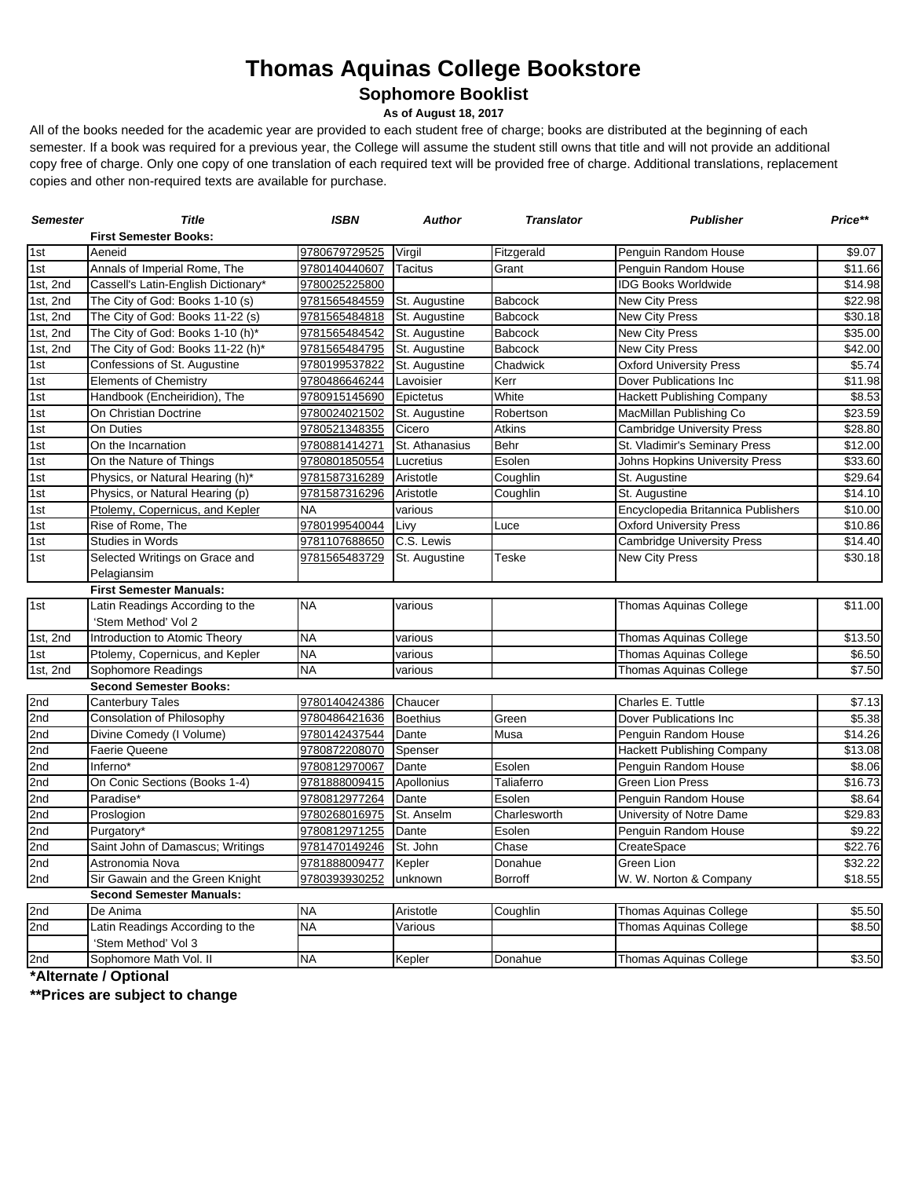# Thomas Aquinas College Bookstore

## Sophomore Booklist

**As of August 18, 2017**

All of the books needed for the academic year are provided to each student free of charge; books are distributed at the beginning of each semester. If a book was required for a previous year, the College will assume the student still owns that title and will not provide an additional copy free of charge. Only one copy of one translation of each required text will be provided free of charge. Additional translations, replacement copies and other non-required texts are available for purchase.

| *Semester* | *Title* | *ISBN* | *Author* | *Translator* | *Publisher* | *Price\*\** |
|---|---|---|---|---|---|---|
| | **First Semester Books:** | | | | | |
| 1st | Aeneid | 9780679729525 | Virgil | Fitzgerald | Penguin Random House | $9.07 |
| 1st | Annals of Imperial Rome, The | 9780140440607 | Tacitus | Grant | Penguin Random House | $11.66 |
| 1st, 2nd | Cassell's Latin-English Dictionary* | 9780025225800 | | | IDG Books Worldwide | $14.98 |
| 1st, 2nd | The City of God: Books 1-10 (s) | 9781565484559 | St. Augustine | Babcock | New City Press | $22.98 |
| 1st, 2nd | The City of God: Books 11-22 (s) | 9781565484818 | St. Augustine | Babcock | New City Press | $30.18 |
| 1st, 2nd | The City of God: Books 1-10 (h)* | 9781565484542 | St. Augustine | Babcock | New City Press | $35.00 |
| 1st, 2nd | The City of God: Books 11-22 (h)* | 9781565484795 | St. Augustine | Babcock | New City Press | $42.00 |
| 1st | Confessions of St. Augustine | 9780199537822 | St. Augustine | Chadwick | Oxford University Press | $5.74 |
| 1st | Elements of Chemistry | 9780486646244 | Lavoisier | Kerr | Dover Publications Inc | $11.98 |
| 1st | Handbook (Encheiridion), The | 9780915145690 | Epictetus | White | Hackett Publishing Company | $8.53 |
| 1st | On Christian Doctrine | 9780024021502 | St. Augustine | Robertson | MacMillan Publishing Co | $23.59 |
| 1st | On Duties | 9780521348355 | Cicero | Atkins | Cambridge University Press | $28.80 |
| 1st | On the Incarnation | 9780881414271 | St. Athanasius | Behr | St. Vladimir's Seminary Press | $12.00 |
| 1st | On the Nature of Things | 9780801850554 | Lucretius | Esolen | Johns Hopkins University Press | $33.60 |
| 1st | Physics, or Natural Hearing (h)* | 9781587316289 | Aristotle | Coughlin | St. Augustine | $29.64 |
| 1st | Physics, or Natural Hearing (p) | 9781587316296 | Aristotle | Coughlin | St. Augustine | $14.10 |
| 1st | Ptolemy, Copernicus, and Kepler | NA | various | | Encyclopedia Britannica Publishers | $10.00 |
| 1st | Rise of Rome, The | 9780199540044 | Livy | Luce | Oxford University Press | $10.86 |
| 1st | Studies in Words | 9781107688650 | C.S. Lewis | | Cambridge University Press | $14.40 |
| 1st | Selected Writings on Grace and Pelagiansim | 9781565483729 | St. Augustine | Teske | New City Press | $30.18 |
| | **First Semester Manuals:** | | | | | |
| 1st | Latin Readings According to the 'Stem Method' Vol 2 | NA | various | | Thomas Aquinas College | $11.00 |
| 1st, 2nd | Introduction to Atomic Theory | NA | various | | Thomas Aquinas College | $13.50 |
| 1st | Ptolemy, Copernicus, and Kepler | NA | various | | Thomas Aquinas College | $6.50 |
| 1st, 2nd | Sophomore Readings | NA | various | | Thomas Aquinas College | $7.50 |
| | **Second Semester Books:** | | | | | |
| 2nd | Canterbury Tales | 9780140424386 | Chaucer | | Charles E. Tuttle | $7.13 |
| 2nd | Consolation of Philosophy | 9780486421636 | Boethius | Green | Dover Publications Inc | $5.38 |
| 2nd | Divine Comedy (I Volume) | 9780142437544 | Dante | Musa | Penguin Random House | $14.26 |
| 2nd | Faerie Queene | 9780872208070 | Spenser | | Hackett Publishing Company | $13.08 |
| 2nd | Inferno* | 9780812970067 | Dante | Esolen | Penguin Random House | $8.06 |
| 2nd | On Conic Sections (Books 1-4) | 9781888009415 | Apollonius | Taliaferro | Green Lion Press | $16.73 |
| 2nd | Paradise* | 9780812977264 | Dante | Esolen | Penguin Random House | $8.64 |
| 2nd | Proslogion | 9780268016975 | St. Anselm | Charlesworth | University of Notre Dame | $29.83 |
| 2nd | Purgatory* | 9780812971255 | Dante | Esolen | Penguin Random House | $9.22 |
| 2nd | Saint John of Damascus; Writings | 9781470149246 | St. John | Chase | CreateSpace | $22.76 |
| 2nd | Astronomia Nova | 9781888009477 | Kepler | Donahue | Green Lion | $32.22 |
| 2nd | Sir Gawain and the Green Knight | 9780393930252 | unknown | Borroff | W. W. Norton & Company | $18.55 |
| | **Second Semester Manuals:** | | | | | |
| 2nd | De Anima | NA | Aristotle | Coughlin | Thomas Aquinas College | $5.50 |
| 2nd | Latin Readings According to the 'Stem Method' Vol 3 | NA | Various | | Thomas Aquinas College | $8.50 |
| 2nd | Sophomore Math Vol. II | NA | Kepler | Donahue | Thomas Aquinas College | $3.50 |

**\*Alternate / Optional**

**\*\*Prices are subject to change**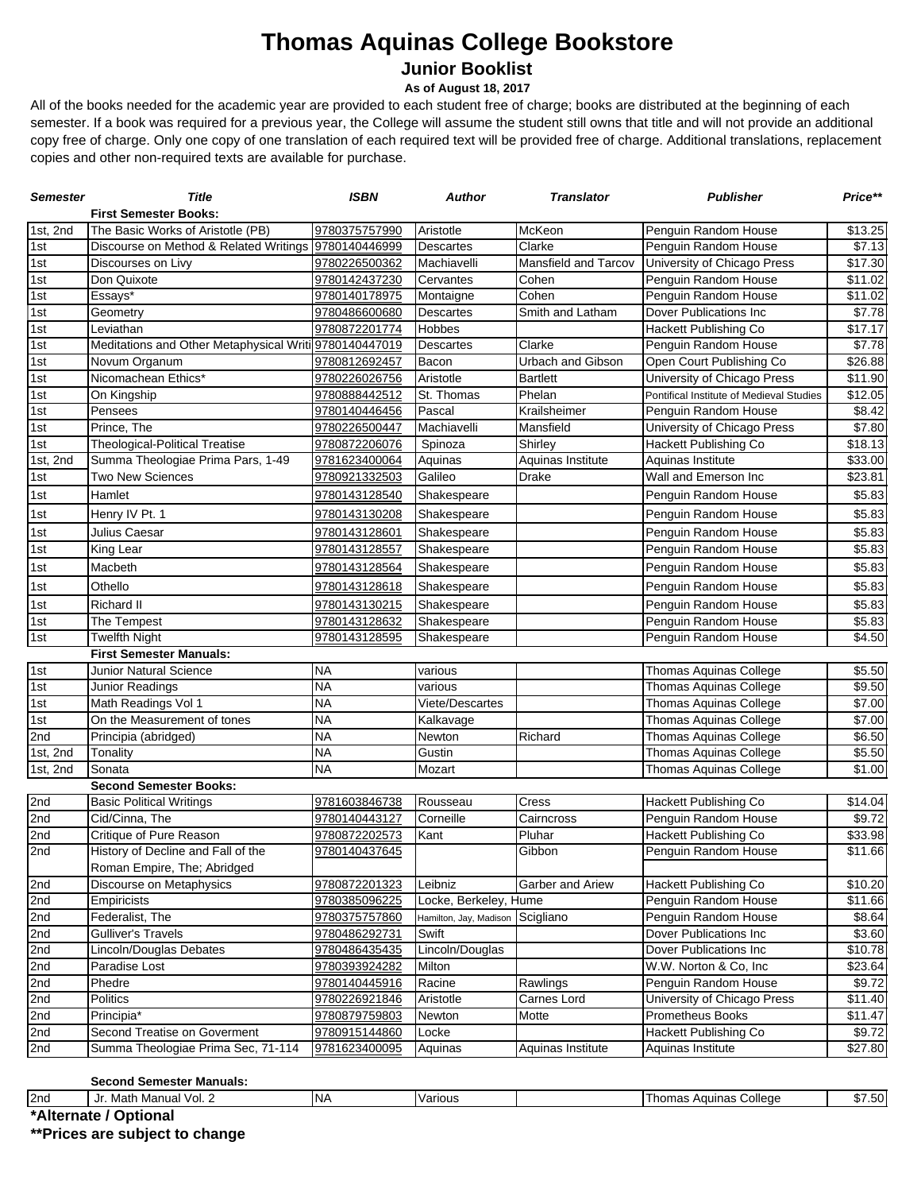# Thomas Aquinas College Bookstore

## Junior Booklist

**As of August 18, 2017**

All of the books needed for the academic year are provided to each student free of charge; books are distributed at the beginning of each semester. If a book was required for a previous year, the College will assume the student still owns that title and will not provide an additional copy free of charge. Only one copy of one translation of each required text will be provided free of charge. Additional translations, replacement copies and other non-required texts are available for purchase.

| *Semester* | *Title* | *ISBN* | *Author* | *Translator* | *Publisher* | *Price\*\** |
|---|---|---|---|---|---|---|
| | **First Semester Books:** | | | | | |
| 1st, 2nd | The Basic Works of Aristotle (PB) | 9780375757990 | Aristotle | McKeon | Penguin Random House | $13.25 |
| 1st | Discourse on Method & Related Writings | 9780140446999 | Descartes | Clarke | Penguin Random House | $7.13 |
| 1st | Discourses on Livy | 9780226500362 | Machiavelli | Mansfield and Tarcov | University of Chicago Press | $17.30 |
| 1st | Don Quixote | 9780142437230 | Cervantes | Cohen | Penguin Random House | $11.02 |
| 1st | Essays* | 9780140178975 | Montaigne | Cohen | Penguin Random House | $11.02 |
| 1st | Geometry | 9780486600680 | Descartes | Smith and Latham | Dover Publications Inc | $7.78 |
| 1st | Leviathan | 9780872201774 | Hobbes | | Hackett Publishing Co | $17.17 |
| 1st | Meditations and Other Metaphysical Writi | 9780140447019 | Descartes | Clarke | Penguin Random House | $7.78 |
| 1st | Novum Organum | 9780812692457 | Bacon | Urbach and Gibson | Open Court Publishing Co | $26.88 |
| 1st | Nicomachean Ethics* | 9780226026756 | Aristotle | Bartlett | University of Chicago Press | $11.90 |
| 1st | On Kingship | 9780888442512 | St. Thomas | Phelan | Pontifical Institute of Medieval Studies | $12.05 |
| 1st | Pensees | 9780140446456 | Pascal | Krailsheimer | Penguin Random House | $8.42 |
| 1st | Prince, The | 9780226500447 | Machiavelli | Mansfield | University of Chicago Press | $7.80 |
| 1st | Theological-Political Treatise | 9780872206076 | Spinoza | Shirley | Hackett Publishing Co | $18.13 |
| 1st, 2nd | Summa Theologiae Prima Pars, 1-49 | 9781623400064 | Aquinas | Aquinas Institute | Aquinas Institute | $33.00 |
| 1st | Two New Sciences | 9780921332503 | Galileo | Drake | Wall and Emerson Inc | $23.81 |
| 1st | Hamlet | 9780143128540 | Shakespeare | | Penguin Random House | $5.83 |
| 1st | Henry IV Pt. 1 | 9780143130208 | Shakespeare | | Penguin Random House | $5.83 |
| 1st | Julius Caesar | 9780143128601 | Shakespeare | | Penguin Random House | $5.83 |
| 1st | King Lear | 9780143128557 | Shakespeare | | Penguin Random House | $5.83 |
| 1st | Macbeth | 9780143128564 | Shakespeare | | Penguin Random House | $5.83 |
| 1st | Othello | 9780143128618 | Shakespeare | | Penguin Random House | $5.83 |
| 1st | Richard II | 9780143130215 | Shakespeare | | Penguin Random House | $5.83 |
| 1st | The Tempest | 9780143128632 | Shakespeare | | Penguin Random House | $5.83 |
| 1st | Twelfth Night | 9780143128595 | Shakespeare | | Penguin Random House | $4.50 |
| | **First Semester Manuals:** | | | | | |
| 1st | Junior Natural Science | NA | various | | Thomas Aquinas College | $5.50 |
| 1st | Junior Readings | NA | various | | Thomas Aquinas College | $9.50 |
| 1st | Math Readings Vol 1 | NA | Viete/Descartes | | Thomas Aquinas College | $7.00 |
| 1st | On the Measurement of tones | NA | Kalkavage | | Thomas Aquinas College | $7.00 |
| 2nd | Principia (abridged) | NA | Newton | Richard | Thomas Aquinas College | $6.50 |
| 1st, 2nd | Tonality | NA | Gustin | | Thomas Aquinas College | $5.50 |
| 1st, 2nd | Sonata | NA | Mozart | | Thomas Aquinas College | $1.00 |
| | **Second Semester Books:** | | | | | |
| 2nd | Basic Political Writings | 9781603846738 | Rousseau | Cress | Hackett Publishing Co | $14.04 |
| 2nd | Cid/Cinna, The | 9780140443127 | Corneille | Cairncross | Penguin Random House | $9.72 |
| 2nd | Critique of Pure Reason | 9780872202573 | Kant | Pluhar | Hackett Publishing Co | $33.98 |
| 2nd | History of Decline and Fall of the Roman Empire, The; Abridged | 9780140437645 | | Gibbon | Penguin Random House | $11.66 |
| 2nd | Discourse on Metaphysics | 9780872201323 | Leibniz | Garber and Ariew | Hackett Publishing Co | $10.20 |
| 2nd | Empiricists | 9780385096225 | Locke, Berkeley, Hume | | Penguin Random House | $11.66 |
| 2nd | Federalist, The | 9780375757860 | Hamilton, Jay, Madison | Scigliano | Penguin Random House | $8.64 |
| 2nd | Gulliver's Travels | 9780486292731 | Swift | | Dover Publications Inc | $3.60 |
| 2nd | Lincoln/Douglas Debates | 9780486435435 | Lincoln/Douglas | | Dover Publications Inc | $10.78 |
| 2nd | Paradise Lost | 9780393924282 | Milton | | W.W. Norton & Co, Inc | $23.64 |
| 2nd | Phedre | 9780140445916 | Racine | Rawlings | Penguin Random House | $9.72 |
| 2nd | Politics | 9780226921846 | Aristotle | Carnes Lord | University of Chicago Press | $11.40 |
| 2nd | Principia* | 9780879759803 | Newton | Motte | Prometheus Books | $11.47 |
| 2nd | Second Treatise on Goverment | 9780915144860 | Locke | | Hackett Publishing Co | $9.72 |
| 2nd | Summa Theologiae Prima Sec, 71-114 | 9781623400095 | Aquinas | Aquinas Institute | Aquinas Institute | $27.80 |
| | **Second Semester Manuals:** | | | | | |
| 2nd | Jr. Math Manual Vol. 2 | NA | Various | | Thomas Aquinas College | $7.50 |

**\*Alternate / Optional**

**\*\*Prices are subject to change**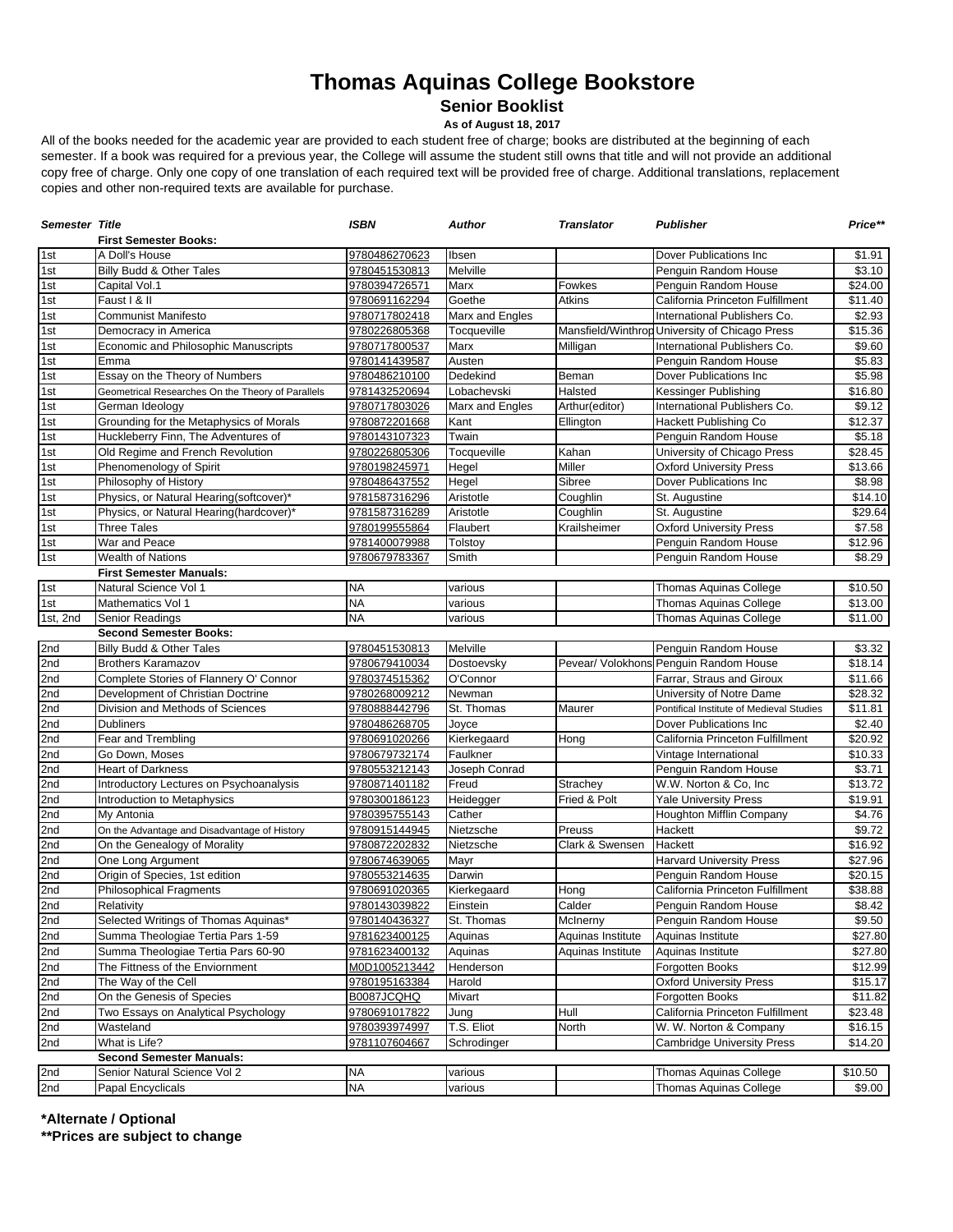# Thomas Aquinas College Bookstore

## Senior Booklist

**As of August 18, 2017**

All of the books needed for the academic year are provided to each student free of charge; books are distributed at the beginning of each semester. If a book was required for a previous year, the College will assume the student still owns that title and will not provide an additional copy free of charge. Only one copy of one translation of each required text will be provided free of charge. Additional translations, replacement copies and other non-required texts are available for purchase.

| *Semester* | *Title* | *ISBN* | *Author* | *Translator* | *Publisher* | *Price*** |
|---|---|---|---|---|---|---|
| | **First Semester Books:** | | | | | |
| 1st | A Doll's House | 9780486270623 | Ibsen | | Dover Publications Inc | $1.91 |
| 1st | Billy Budd & Other Tales | 9780451530813 | Melville | | Penguin Random House | $3.10 |
| 1st | Capital Vol.1 | 9780394726571 | Marx | Fowkes | Penguin Random House | $24.00 |
| 1st | Faust I & II | 9780691162294 | Goethe | Atkins | California Princeton Fulfillment | $11.40 |
| 1st | Communist Manifesto | 9780717802418 | Marx and Engles | | International Publishers Co. | $2.93 |
| 1st | Democracy in America | 9780226805368 | Tocqueville | Mansfield/Winthrop | University of Chicago Press | $15.36 |
| 1st | Economic and Philosophic Manuscripts | 9780717800537 | Marx | Milligan | International Publishers Co. | $9.60 |
| 1st | Emma | 9780141439587 | Austen | | Penguin Random House | $5.83 |
| 1st | Essay on the Theory of Numbers | 9780486210100 | Dedekind | Beman | Dover Publications Inc | $5.98 |
| 1st | Geometrical Researches On the Theory of Parallels | 9781432520694 | Lobachevski | Halsted | Kessinger Publishing | $16.80 |
| 1st | German Ideology | 9780717803026 | Marx and Engles | Arthur(editor) | International Publishers Co. | $9.12 |
| 1st | Grounding for the Metaphysics of Morals | 9780872201668 | Kant | Ellington | Hackett Publishing Co | $12.37 |
| 1st | Huckleberry Finn, The Adventures of | 9780143107323 | Twain | | Penguin Random House | $5.18 |
| 1st | Old Regime and French Revolution | 9780226805306 | Tocqueville | Kahan | University of Chicago Press | $28.45 |
| 1st | Phenomenology of Spirit | 9780198245971 | Hegel | Miller | Oxford University Press | $13.66 |
| 1st | Philosophy of History | 9780486437552 | Hegel | Sibree | Dover Publications Inc | $8.98 |
| 1st | Physics, or Natural Hearing(softcover)* | 9781587316296 | Aristotle | Coughlin | St. Augustine | $14.10 |
| 1st | Physics, or Natural Hearing(hardcover)* | 9781587316289 | Aristotle | Coughlin | St. Augustine | $29.64 |
| 1st | Three Tales | 9780199555864 | Flaubert | Krailsheimer | Oxford University Press | $7.58 |
| 1st | War and Peace | 9781400079988 | Tolstoy | | Penguin Random House | $12.96 |
| 1st | Wealth of Nations | 9780679783367 | Smith | | Penguin Random House | $8.29 |
| | **First Semester Manuals:** | | | | | |
| 1st | Natural Science Vol 1 | NA | various | | Thomas Aquinas College | $10.50 |
| 1st | Mathematics Vol 1 | NA | various | | Thomas Aquinas College | $13.00 |
| 1st, 2nd | Senior Readings | NA | various | | Thomas Aquinas College | $11.00 |
| | **Second Semester Books:** | | | | | |
| 2nd | Billy Budd & Other Tales | 9780451530813 | Melville | | Penguin Random House | $3.32 |
| 2nd | Brothers Karamazov | 9780679410034 | Dostoevsky | Pevear/ Volokhons | Penguin Random House | $18.14 |
| 2nd | Complete Stories of Flannery O' Connor | 9780374515362 | O'Connor | | Farrar, Straus and Giroux | $11.66 |
| 2nd | Development of Christian Doctrine | 9780268009212 | Newman | | University of Notre Dame | $28.32 |
| 2nd | Division and Methods of Sciences | 9780888442796 | St. Thomas | Maurer | Pontifical Institute of Medieval Studies | $11.81 |
| 2nd | Dubliners | 9780486268705 | Joyce | | Dover Publications Inc | $2.40 |
| 2nd | Fear and Trembling | 9780691020266 | Kierkegaard | Hong | California Princeton Fulfillment | $20.92 |
| 2nd | Go Down, Moses | 9780679732174 | Faulkner | | Vintage International | $10.33 |
| 2nd | Heart of Darkness | 9780553212143 | Joseph Conrad | | Penguin Random House | $3.71 |
| 2nd | Introductory Lectures on Psychoanalysis | 9780871401182 | Freud | Strachey | W.W. Norton & Co, Inc | $13.72 |
| 2nd | Introduction to Metaphysics | 9780300186123 | Heidegger | Fried & Polt | Yale University Press | $19.91 |
| 2nd | My Antonia | 9780395755143 | Cather | | Houghton Mifflin Company | $4.76 |
| 2nd | On the Advantage and Disadvantage of History | 9780915144945 | Nietzsche | Preuss | Hackett | $9.72 |
| 2nd | On the Genealogy of Morality | 9780872202832 | Nietzsche | Clark & Swensen | Hackett | $16.92 |
| 2nd | One Long Argument | 9780674639065 | Mayr | | Harvard University Press | $27.96 |
| 2nd | Origin of Species, 1st edition | 9780553214635 | Darwin | | Penguin Random House | $20.15 |
| 2nd | Philosophical Fragments | 9780691020365 | Kierkegaard | Hong | California Princeton Fulfillment | $38.88 |
| 2nd | Relativity | 9780143039822 | Einstein | Calder | Penguin Random House | $8.42 |
| 2nd | Selected Writings of Thomas Aquinas* | 9780140436327 | St. Thomas | McInerny | Penguin Random House | $9.50 |
| 2nd | Summa Theologiae Tertia Pars 1-59 | 9781623400125 | Aquinas | Aquinas Institute | Aquinas Institute | $27.80 |
| 2nd | Summa Theologiae Tertia Pars 60-90 | 9781623400132 | Aquinas | Aquinas Institute | Aquinas Institute | $27.80 |
| 2nd | The Fittness of the Enviornment | M0D1005213442 | Henderson | | Forgotten Books | $12.99 |
| 2nd | The Way of the Cell | 9780195163384 | Harold | | Oxford University Press | $15.17 |
| 2nd | On the Genesis of Species | B0087JCQHQ | Mivart | | Forgotten Books | $11.82 |
| 2nd | Two Essays on Analytical Psychology | 9780691017822 | Jung | Hull | California Princeton Fulfillment | $23.48 |
| 2nd | Wasteland | 9780393974997 | T.S. Eliot | North | W. W. Norton & Company | $16.15 |
| 2nd | What is Life? | 9781107604667 | Schrodinger | | Cambridge University Press | $14.20 |
| | **Second Semester Manuals:** | | | | | |
| 2nd | Senior Natural Science Vol 2 | NA | various | | Thomas Aquinas College | $10.50 |
| 2nd | Papal Encyclicals | NA | various | | Thomas Aquinas College | $9.00 |

**\*Alternate / Optional**

****Prices are subject to change**